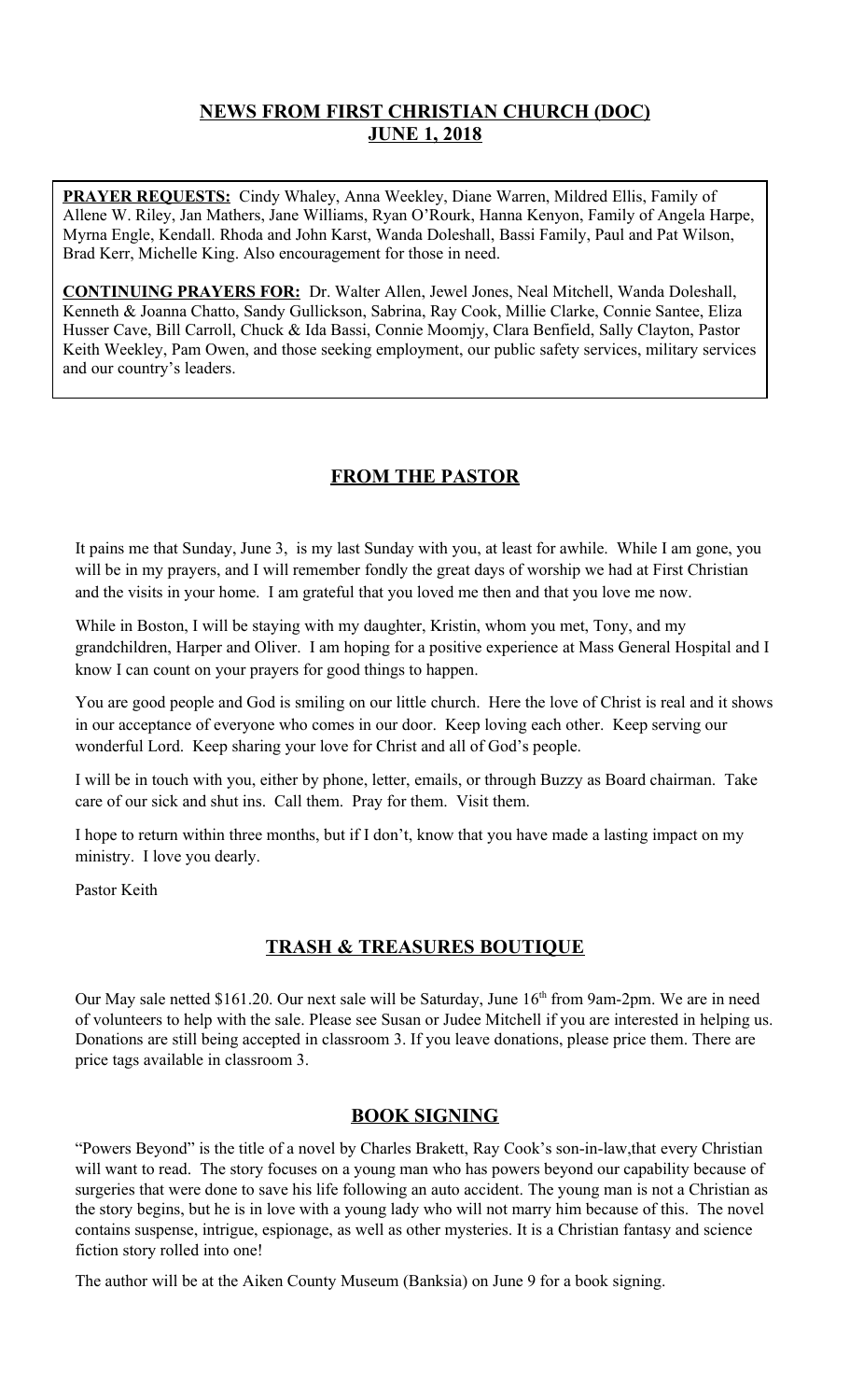# **NEWS FROM FIRST CHRISTIAN CHURCH (DOC)**
# **JUNE 1, 2018**

**PRAYER REQUESTS:** Cindy Whaley, Anna Weekley, Diane Warren, Mildred Ellis, Family of Allene W. Riley, Jan Mathers, Jane Williams, Ryan O'Rourk, Hanna Kenyon, Family of Angela Harpe, Myrna Engle, Kendall. Rhoda and John Karst, Wanda Doleshall, Bassi Family, Paul and Pat Wilson, Brad Kerr, Michelle King. Also encouragement for those in need.

**CONTINUING PRAYERS FOR:** Dr. Walter Allen, Jewel Jones, Neal Mitchell, Wanda Doleshall, Kenneth & Joanna Chatto, Sandy Gullickson, Sabrina, Ray Cook, Millie Clarke, Connie Santee, Eliza Husser Cave, Bill Carroll, Chuck & Ida Bassi, Connie Moomjy, Clara Benfield, Sally Clayton, Pastor Keith Weekley, Pam Owen, and those seeking employment, our public safety services, military services and our country's leaders.

## **FROM THE PASTOR**

It pains me that Sunday, June 3, is my last Sunday with you, at least for awhile. While I am gone, you will be in my prayers, and I will remember fondly the great days of worship we had at First Christian and the visits in your home. I am grateful that you loved me then and that you love me now.

While in Boston, I will be staying with my daughter, Kristin, whom you met, Tony, and my grandchildren, Harper and Oliver. I am hoping for a positive experience at Mass General Hospital and I know I can count on your prayers for good things to happen.

You are good people and God is smiling on our little church. Here the love of Christ is real and it shows in our acceptance of everyone who comes in our door. Keep loving each other. Keep serving our wonderful Lord. Keep sharing your love for Christ and all of God's people.

I will be in touch with you, either by phone, letter, emails, or through Buzzy as Board chairman. Take care of our sick and shut ins. Call them. Pray for them. Visit them.

I hope to return within three months, but if I don't, know that you have made a lasting impact on my ministry. I love you dearly.

Pastor Keith

## **TRASH & TREASURES BOUTIQUE**

Our May sale netted $161.20. Our next sale will be Saturday, June 16th from 9am-2pm. We are in need of volunteers to help with the sale. Please see Susan or Judee Mitchell if you are interested in helping us. Donations are still being accepted in classroom 3. If you leave donations, please price them. There are price tags available in classroom 3.

## **BOOK SIGNING**

"Powers Beyond" is the title of a novel by Charles Brakett, Ray Cook's son-in-law,that every Christian will want to read. The story focuses on a young man who has powers beyond our capability because of surgeries that were done to save his life following an auto accident. The young man is not a Christian as the story begins, but he is in love with a young lady who will not marry him because of this. The novel contains suspense, intrigue, espionage, as well as other mysteries. It is a Christian fantasy and science fiction story rolled into one!

The author will be at the Aiken County Museum (Banksia) on June 9 for a book signing.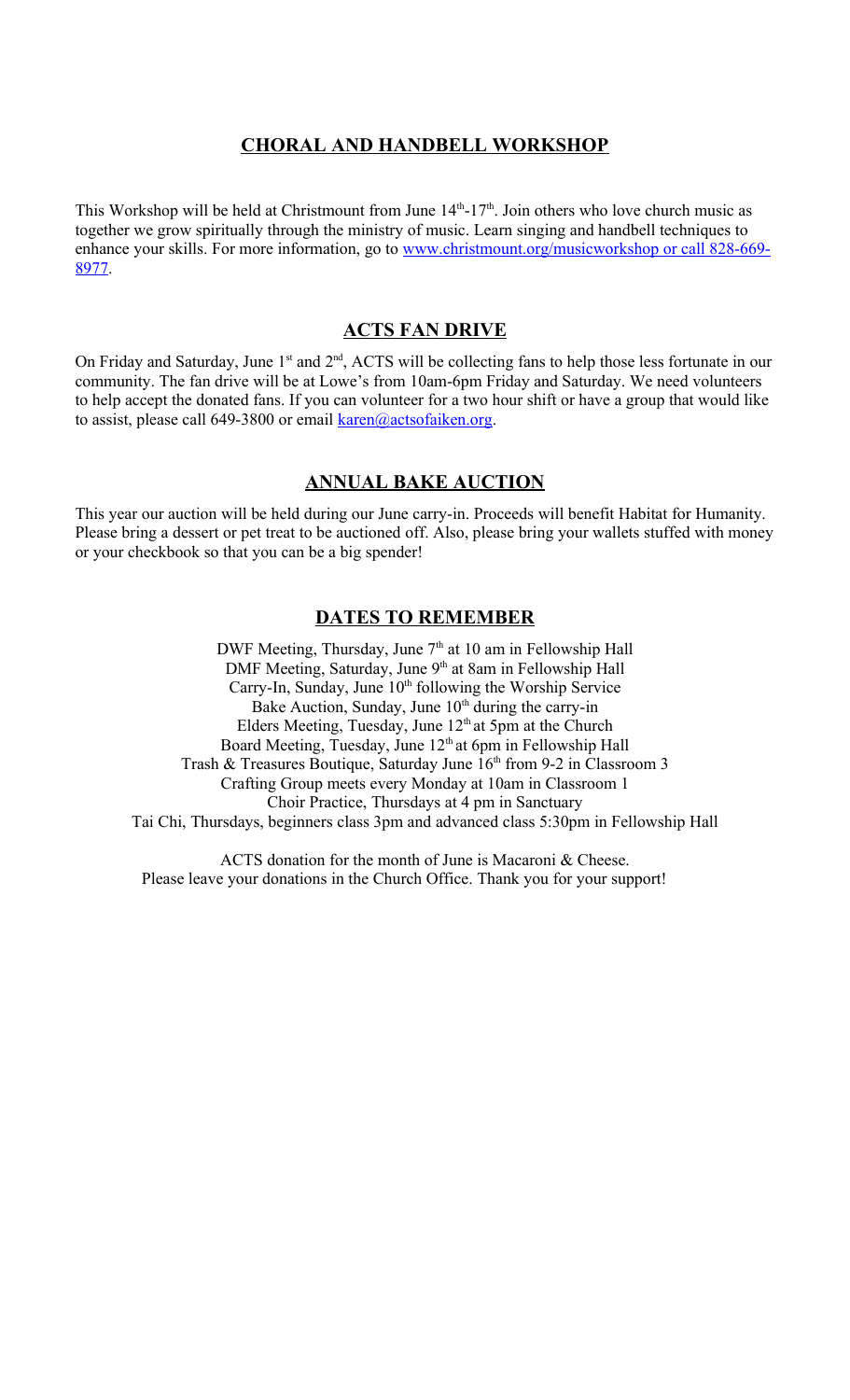## CHORAL AND HANDBELL WORKSHOP

This Workshop will be held at Christmount from June 14th-17th. Join others who love church music as together we grow spiritually through the ministry of music. Learn singing and handbell techniques to enhance your skills. For more information, go to www.christmount.org/musicworkshop or call 828-669-8977.

## ACTS FAN DRIVE

On Friday and Saturday, June 1st and 2nd, ACTS will be collecting fans to help those less fortunate in our community. The fan drive will be at Lowe's from 10am-6pm Friday and Saturday. We need volunteers to help accept the donated fans. If you can volunteer for a two hour shift or have a group that would like to assist, please call 649-3800 or email karen@actsofaiken.org.

## ANNUAL BAKE AUCTION

This year our auction will be held during our June carry-in. Proceeds will benefit Habitat for Humanity. Please bring a dessert or pet treat to be auctioned off. Also, please bring your wallets stuffed with money or your checkbook so that you can be a big spender!

## DATES TO REMEMBER

DWF Meeting, Thursday, June 7th at 10 am in Fellowship Hall
DMF Meeting, Saturday, June 9th at 8am in Fellowship Hall
Carry-In, Sunday, June 10th following the Worship Service
Bake Auction, Sunday, June 10th during the carry-in
Elders Meeting, Tuesday, June 12th at 5pm at the Church
Board Meeting, Tuesday, June 12th at 6pm in Fellowship Hall
Trash & Treasures Boutique, Saturday June 16th from 9-2 in Classroom 3
Crafting Group meets every Monday at 10am in Classroom 1
Choir Practice, Thursdays at 4 pm in Sanctuary
Tai Chi, Thursdays, beginners class 3pm and advanced class 5:30pm in Fellowship Hall

ACTS donation for the month of June is Macaroni & Cheese.
Please leave your donations in the Church Office. Thank you for your support!